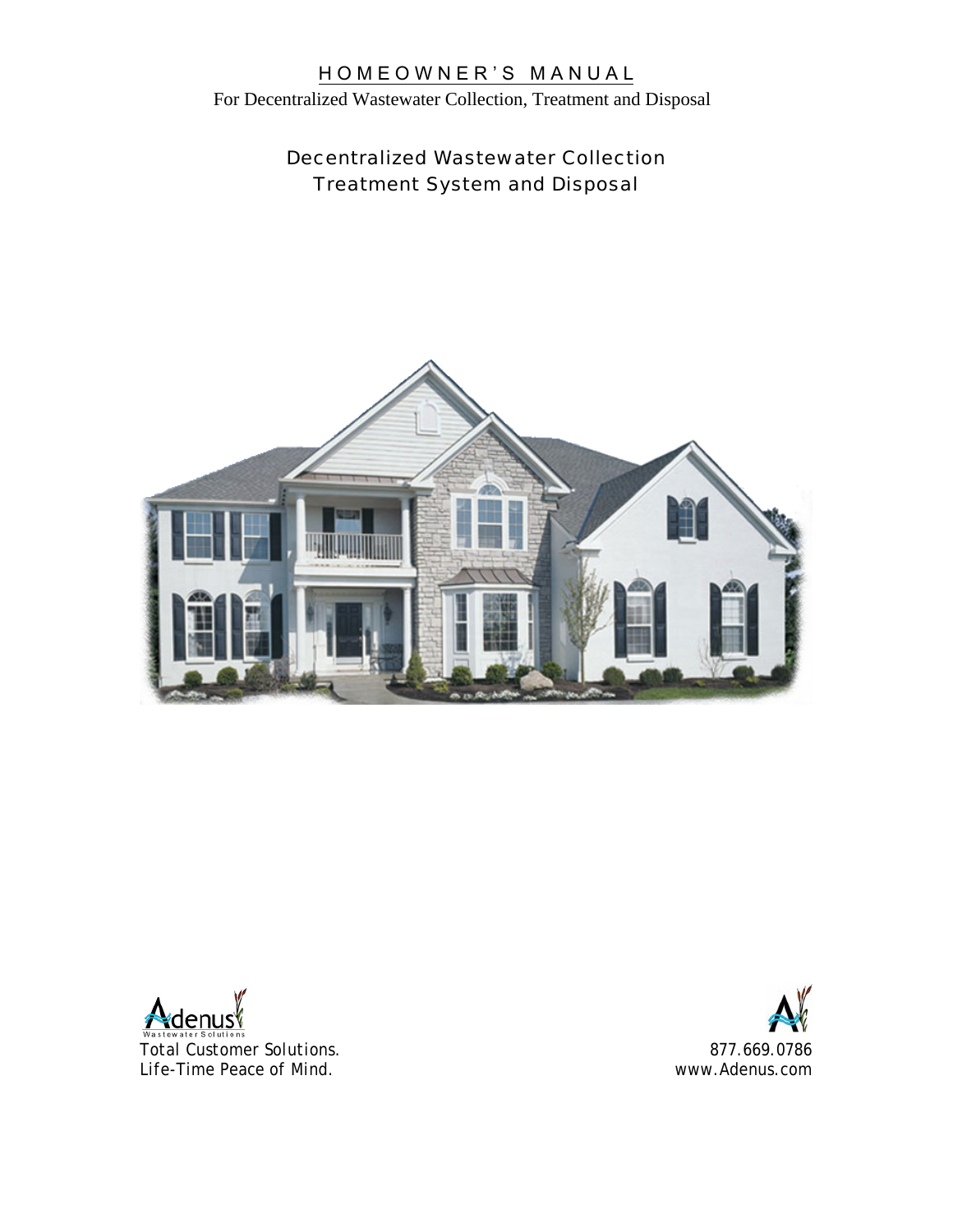# HOMEOWNER'S MANUAL

For Decentralized Wastewater Collection, Treatment and Disposal

## Decentralized Wastewater Collection Treatment System and Disposal

Adenus Wastewater Solutions

Total Customer Solutions.
Life-Time Peace of Mind.

877.669.0786
www.Adenus.com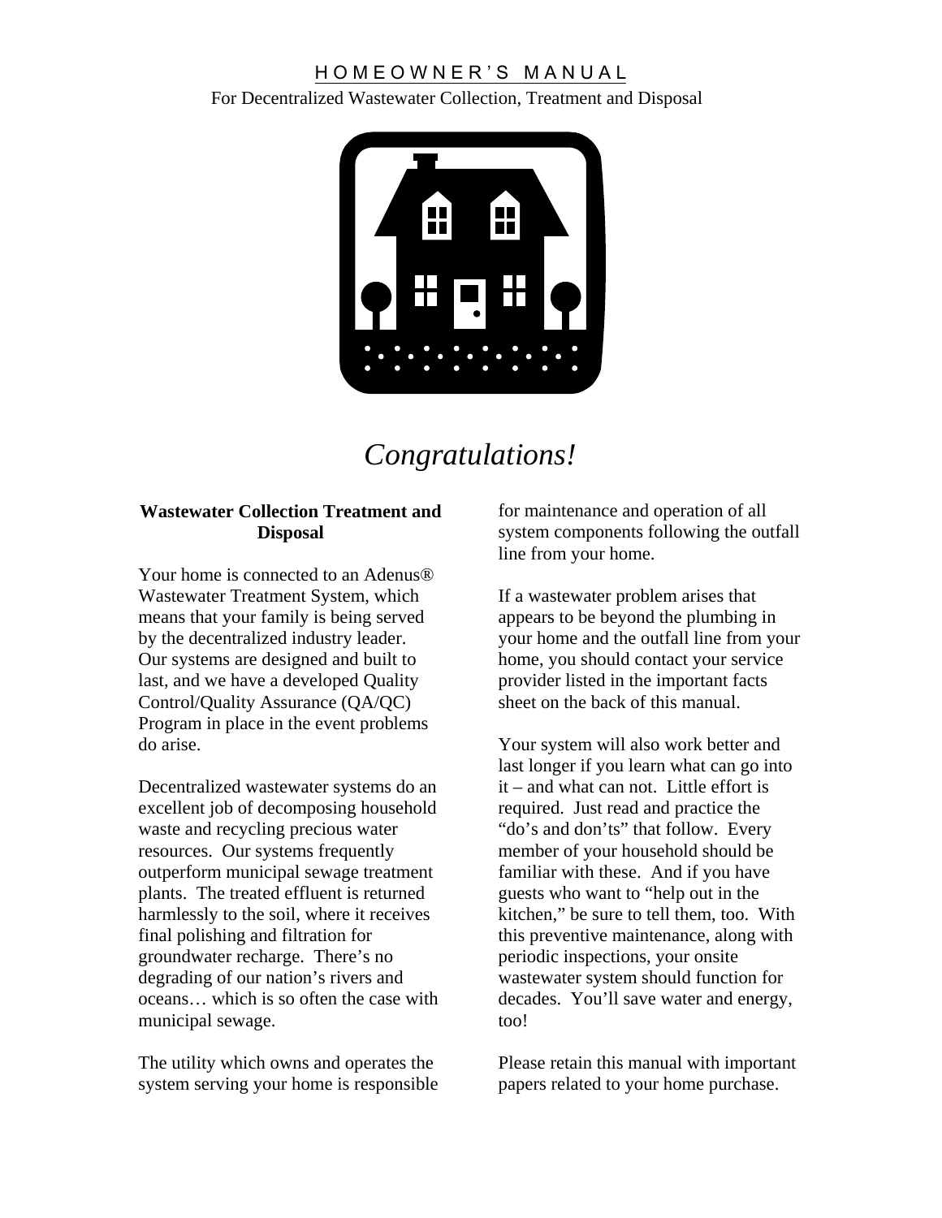# HOMEOWNER'S MANUAL

For Decentralized Wastewater Collection, Treatment and Disposal

## *Congratulations!*

### Wastewater Collection Treatment and Disposal

Your home is connected to an Adenus® Wastewater Treatment System, which means that your family is being served by the decentralized industry leader. Our systems are designed and built to last, and we have a developed Quality Control/Quality Assurance (QA/QC) Program in place in the event problems do arise.

Decentralized wastewater systems do an excellent job of decomposing household waste and recycling precious water resources. Our systems frequently outperform municipal sewage treatment plants. The treated effluent is returned harmlessly to the soil, where it receives final polishing and filtration for groundwater recharge. There's no degrading of our nation's rivers and oceans… which is so often the case with municipal sewage.

The utility which owns and operates the system serving your home is responsible for maintenance and operation of all system components following the outfall line from your home.

If a wastewater problem arises that appears to be beyond the plumbing in your home and the outfall line from your home, you should contact your service provider listed in the important facts sheet on the back of this manual.

Your system will also work better and last longer if you learn what can go into it – and what can not. Little effort is required. Just read and practice the "do's and don'ts" that follow. Every member of your household should be familiar with these. And if you have guests who want to "help out in the kitchen," be sure to tell them, too. With this preventive maintenance, along with periodic inspections, your onsite wastewater system should function for decades. You'll save water and energy, too!

Please retain this manual with important papers related to your home purchase.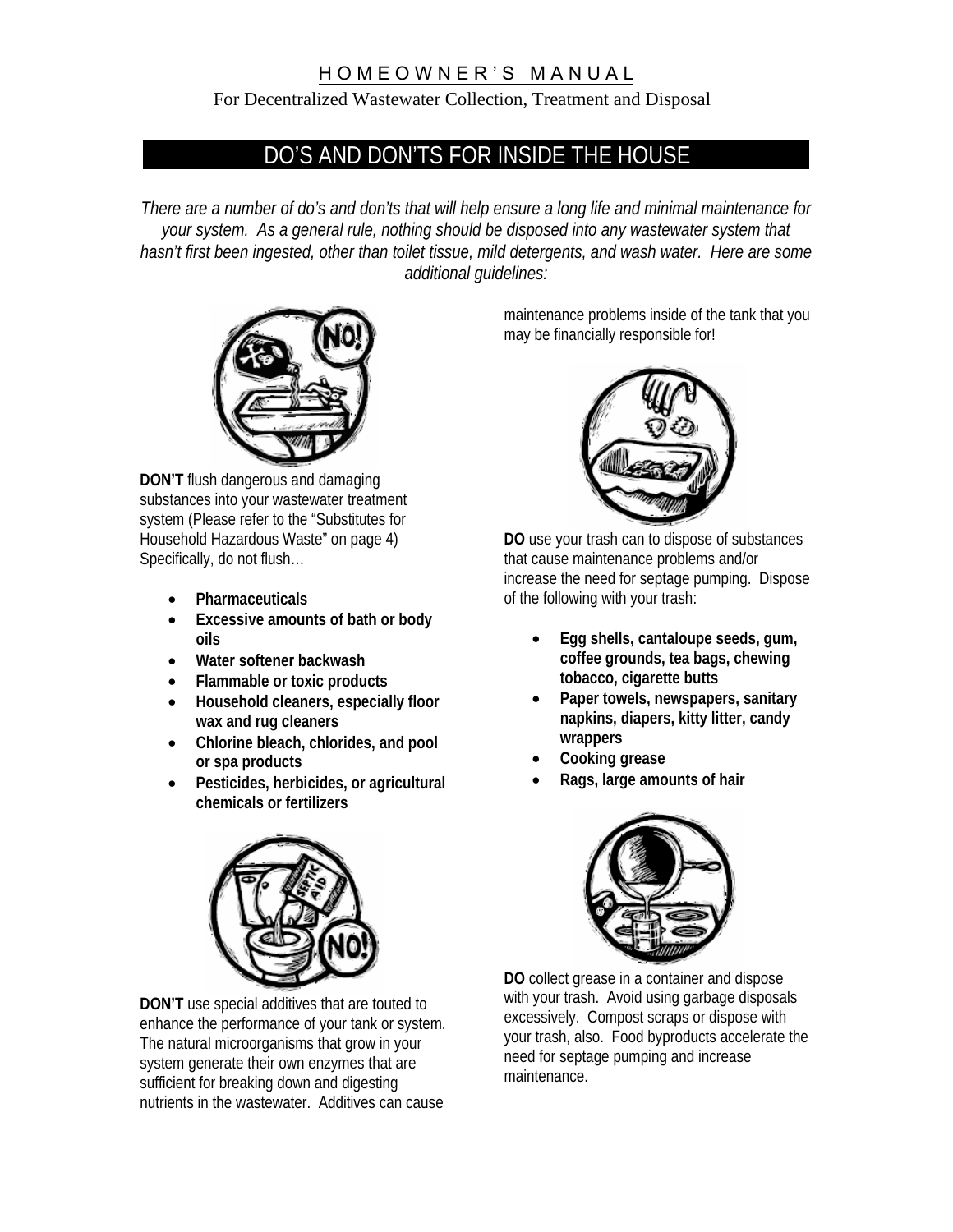# DO'S AND DON'TS FOR INSIDE THE HOUSE

*There are a number of do's and don'ts that will help ensure a long life and minimal maintenance for your system. As a general rule, nothing should be disposed into any wastewater system that hasn't first been ingested, other than toilet tissue, mild detergents, and wash water. Here are some additional guidelines:*

**DON'T** flush dangerous and damaging substances into your wastewater treatment system (Please refer to the "Substitutes for Household Hazardous Waste" on page 4) Specifically, do not flush…

- **Pharmaceuticals**
- **Excessive amounts of bath or body oils**
- **Water softener backwash**
- **Flammable or toxic products**
- **Household cleaners, especially floor wax and rug cleaners**
- **Chlorine bleach, chlorides, and pool or spa products**
- **Pesticides, herbicides, or agricultural chemicals or fertilizers**

**DON'T** use special additives that are touted to enhance the performance of your tank or system. The natural microorganisms that grow in your system generate their own enzymes that are sufficient for breaking down and digesting nutrients in the wastewater. Additives can cause maintenance problems inside of the tank that you may be financially responsible for!

**DO** use your trash can to dispose of substances that cause maintenance problems and/or increase the need for septage pumping. Dispose of the following with your trash:

- **Egg shells, cantaloupe seeds, gum, coffee grounds, tea bags, chewing tobacco, cigarette butts**
- **Paper towels, newspapers, sanitary napkins, diapers, kitty litter, candy wrappers**
- **Cooking grease**
- **Rags, large amounts of hair**

**DO** collect grease in a container and dispose with your trash. Avoid using garbage disposals excessively. Compost scraps or dispose with your trash, also. Food byproducts accelerate the need for septage pumping and increase maintenance.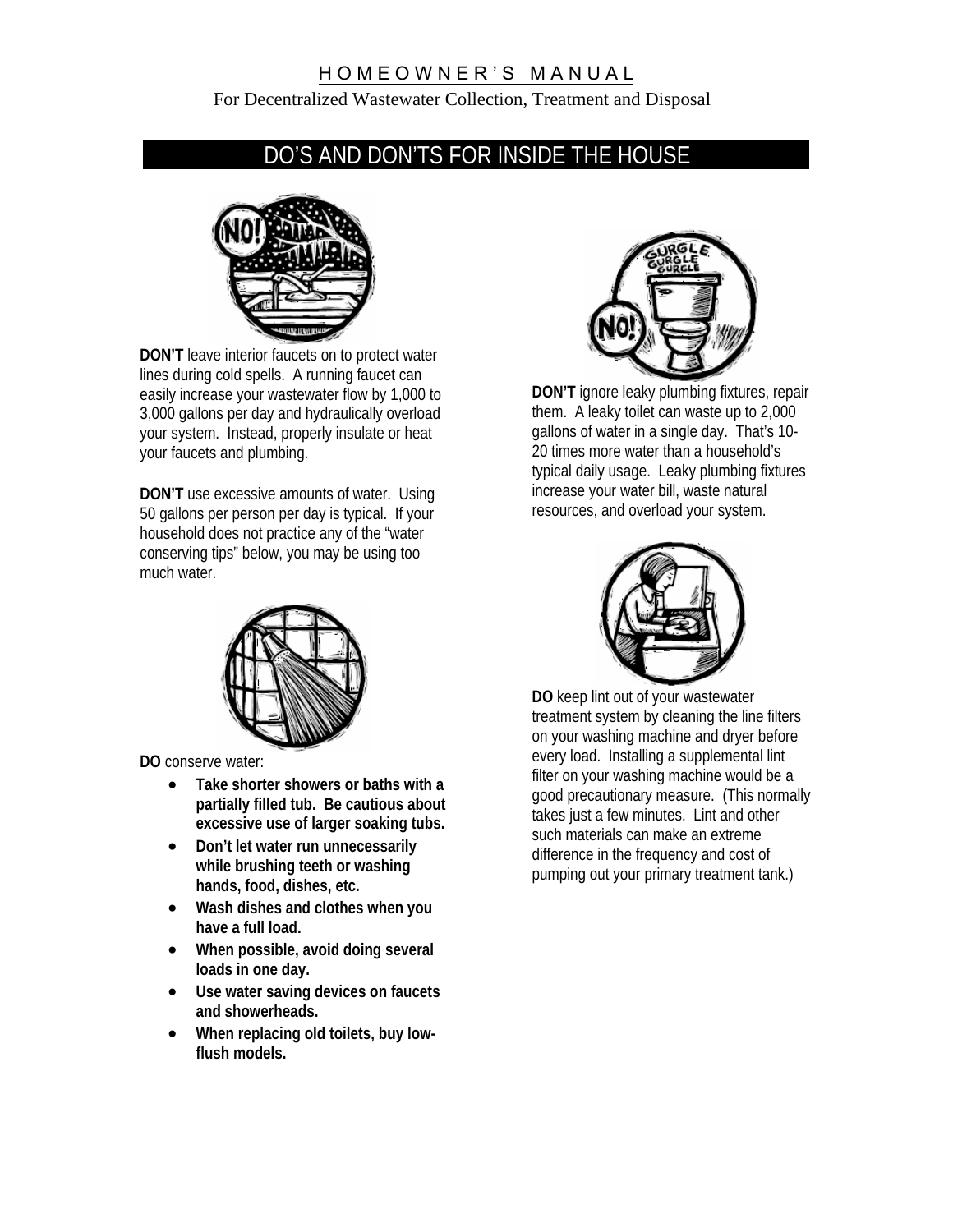HOMEOWNER'S MANUAL

For Decentralized Wastewater Collection, Treatment and Disposal

## DO'S AND DON'TS FOR INSIDE THE HOUSE

**DON'T** leave interior faucets on to protect water lines during cold spells. A running faucet can easily increase your wastewater flow by 1,000 to 3,000 gallons per day and hydraulically overload your system. Instead, properly insulate or heat your faucets and plumbing.

**DON'T** use excessive amounts of water. Using 50 gallons per person per day is typical. If your household does not practice any of the "water conserving tips" below, you may be using too much water.

**DO** conserve water:

- **Take shorter showers or baths with a partially filled tub. Be cautious about excessive use of larger soaking tubs.**
- **Don't let water run unnecessarily while brushing teeth or washing hands, food, dishes, etc.**
- **Wash dishes and clothes when you have a full load.**
- **When possible, avoid doing several loads in one day.**
- **Use water saving devices on faucets and showerheads.**
- **When replacing old toilets, buy low-flush models.**

**DON'T** ignore leaky plumbing fixtures, repair them. A leaky toilet can waste up to 2,000 gallons of water in a single day. That's 10-20 times more water than a household's typical daily usage. Leaky plumbing fixtures increase your water bill, waste natural resources, and overload your system.

**DO** keep lint out of your wastewater treatment system by cleaning the line filters on your washing machine and dryer before every load. Installing a supplemental lint filter on your washing machine would be a good precautionary measure. (This normally takes just a few minutes. Lint and other such materials can make an extreme difference in the frequency and cost of pumping out your primary treatment tank.)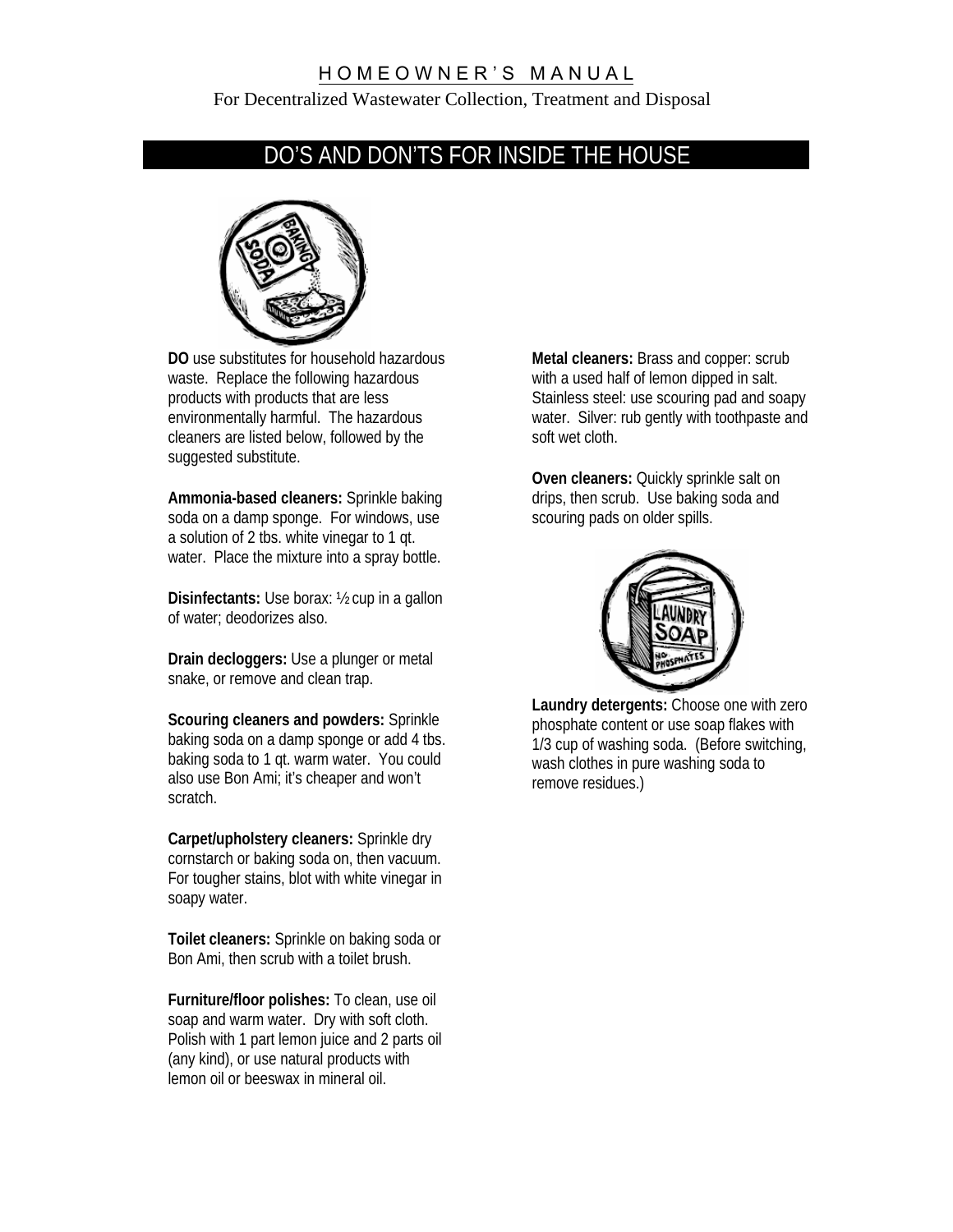## DO'S AND DON'TS FOR INSIDE THE HOUSE

**DO** use substitutes for household hazardous waste. Replace the following hazardous products with products that are less environmentally harmful. The hazardous cleaners are listed below, followed by the suggested substitute.

**Ammonia-based cleaners:** Sprinkle baking soda on a damp sponge. For windows, use a solution of 2 tbs. white vinegar to 1 qt. water. Place the mixture into a spray bottle.

**Disinfectants:** Use borax: ½ cup in a gallon of water; deodorizes also.

**Drain decloggers:** Use a plunger or metal snake, or remove and clean trap.

**Scouring cleaners and powders:** Sprinkle baking soda on a damp sponge or add 4 tbs. baking soda to 1 qt. warm water. You could also use Bon Ami; it's cheaper and won't scratch.

**Carpet/upholstery cleaners:** Sprinkle dry cornstarch or baking soda on, then vacuum. For tougher stains, blot with white vinegar in soapy water.

**Toilet cleaners:** Sprinkle on baking soda or Bon Ami, then scrub with a toilet brush.

**Furniture/floor polishes:** To clean, use oil soap and warm water. Dry with soft cloth. Polish with 1 part lemon juice and 2 parts oil (any kind), or use natural products with lemon oil or beeswax in mineral oil.

**Metal cleaners:** Brass and copper: scrub with a used half of lemon dipped in salt. Stainless steel: use scouring pad and soapy water. Silver: rub gently with toothpaste and soft wet cloth.

**Oven cleaners:** Quickly sprinkle salt on drips, then scrub. Use baking soda and scouring pads on older spills.

**Laundry detergents:** Choose one with zero phosphate content or use soap flakes with 1/3 cup of washing soda. (Before switching, wash clothes in pure washing soda to remove residues.)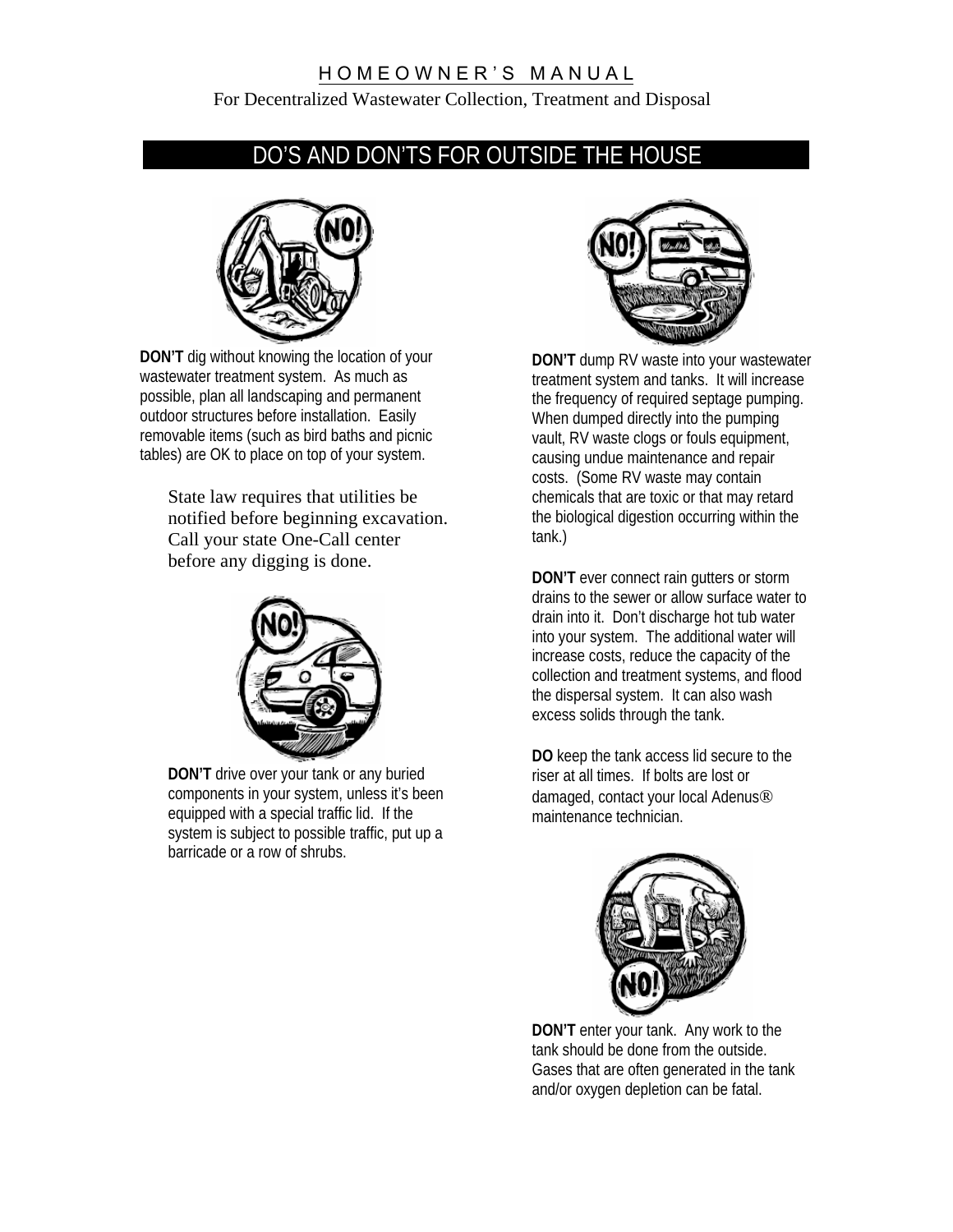HOMEOWNER'S MANUAL

For Decentralized Wastewater Collection, Treatment and Disposal

## DO'S AND DON'TS FOR OUTSIDE THE HOUSE

**DON'T** dig without knowing the location of your wastewater treatment system. As much as possible, plan all landscaping and permanent outdoor structures before installation. Easily removable items (such as bird baths and picnic tables) are OK to place on top of your system.

State law requires that utilities be notified before beginning excavation. Call your state One-Call center before any digging is done.

**DON'T** drive over your tank or any buried components in your system, unless it's been equipped with a special traffic lid. If the system is subject to possible traffic, put up a barricade or a row of shrubs.

**DON'T** dump RV waste into your wastewater treatment system and tanks. It will increase the frequency of required septage pumping. When dumped directly into the pumping vault, RV waste clogs or fouls equipment, causing undue maintenance and repair costs. (Some RV waste may contain chemicals that are toxic or that may retard the biological digestion occurring within the tank.)

**DON'T** ever connect rain gutters or storm drains to the sewer or allow surface water to drain into it. Don't discharge hot tub water into your system. The additional water will increase costs, reduce the capacity of the collection and treatment systems, and flood the dispersal system. It can also wash excess solids through the tank.

**DO** keep the tank access lid secure to the riser at all times. If bolts are lost or damaged, contact your local Adenus® maintenance technician.

**DON'T** enter your tank. Any work to the tank should be done from the outside. Gases that are often generated in the tank and/or oxygen depletion can be fatal.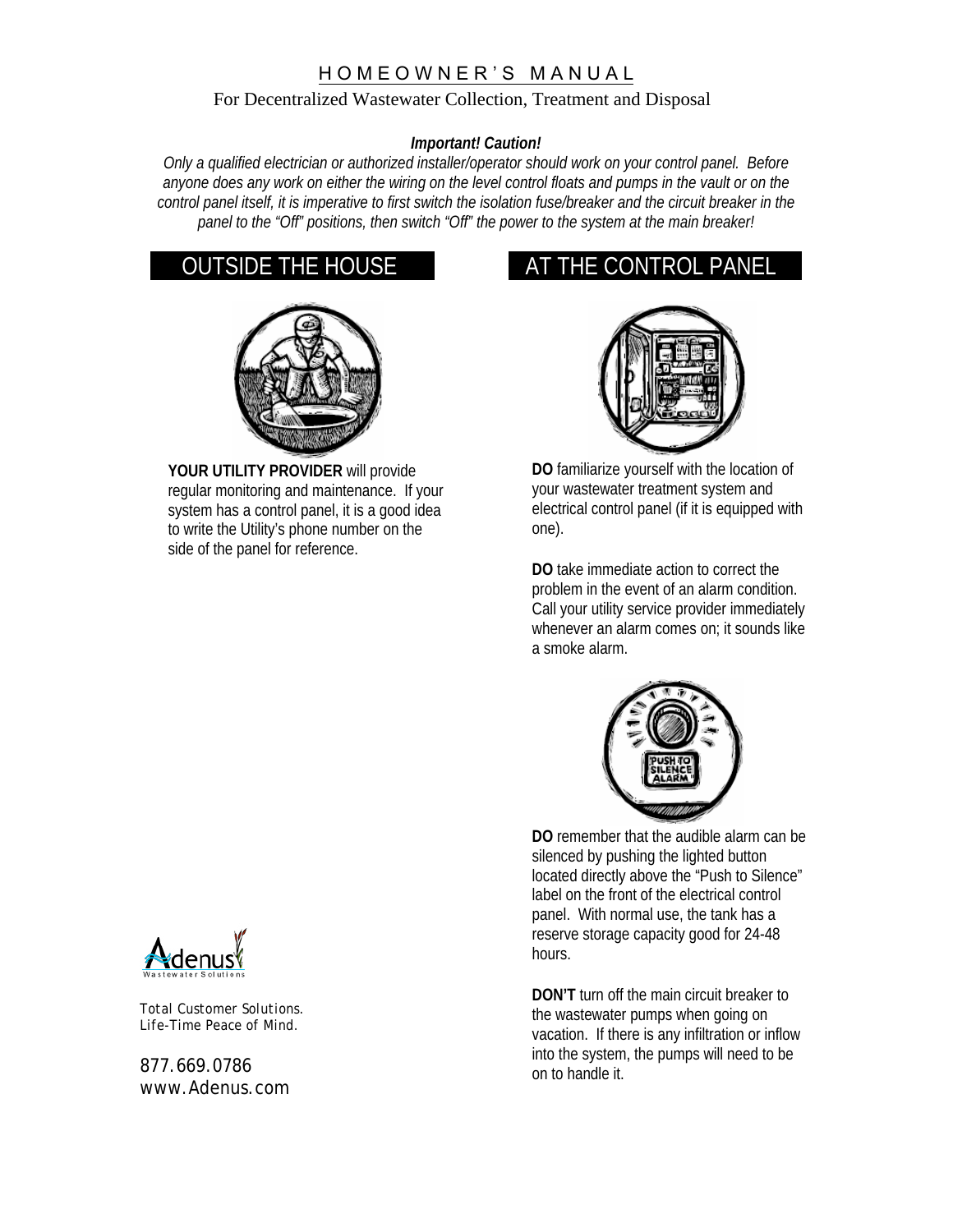# HOMEOWNER'S MANUAL

For Decentralized Wastewater Collection, Treatment and Disposal

***Important! Caution!***

*Only a qualified electrician or authorized installer/operator should work on your control panel. Before anyone does any work on either the wiring on the level control floats and pumps in the vault or on the control panel itself, it is imperative to first switch the isolation fuse/breaker and the circuit breaker in the panel to the "Off" positions, then switch "Off" the power to the system at the main breaker!*

## OUTSIDE THE HOUSE

**YOUR UTILITY PROVIDER** will provide regular monitoring and maintenance. If your system has a control panel, it is a good idea to write the Utility's phone number on the side of the panel for reference.

## AT THE CONTROL PANEL

**DO** familiarize yourself with the location of your wastewater treatment system and electrical control panel (if it is equipped with one).

**DO** take immediate action to correct the problem in the event of an alarm condition. Call your utility service provider immediately whenever an alarm comes on; it sounds like a smoke alarm.

**DO** remember that the audible alarm can be silenced by pushing the lighted button located directly above the "Push to Silence" label on the front of the electrical control panel. With normal use, the tank has a reserve storage capacity good for 24-48 hours.

**DON'T** turn off the main circuit breaker to the wastewater pumps when going on vacation. If there is any infiltration or inflow into the system, the pumps will need to be on to handle it.

Adenus Wastewater Solutions

Total Customer Solutions.
Life-Time Peace of Mind.

877.669.0786
www.Adenus.com